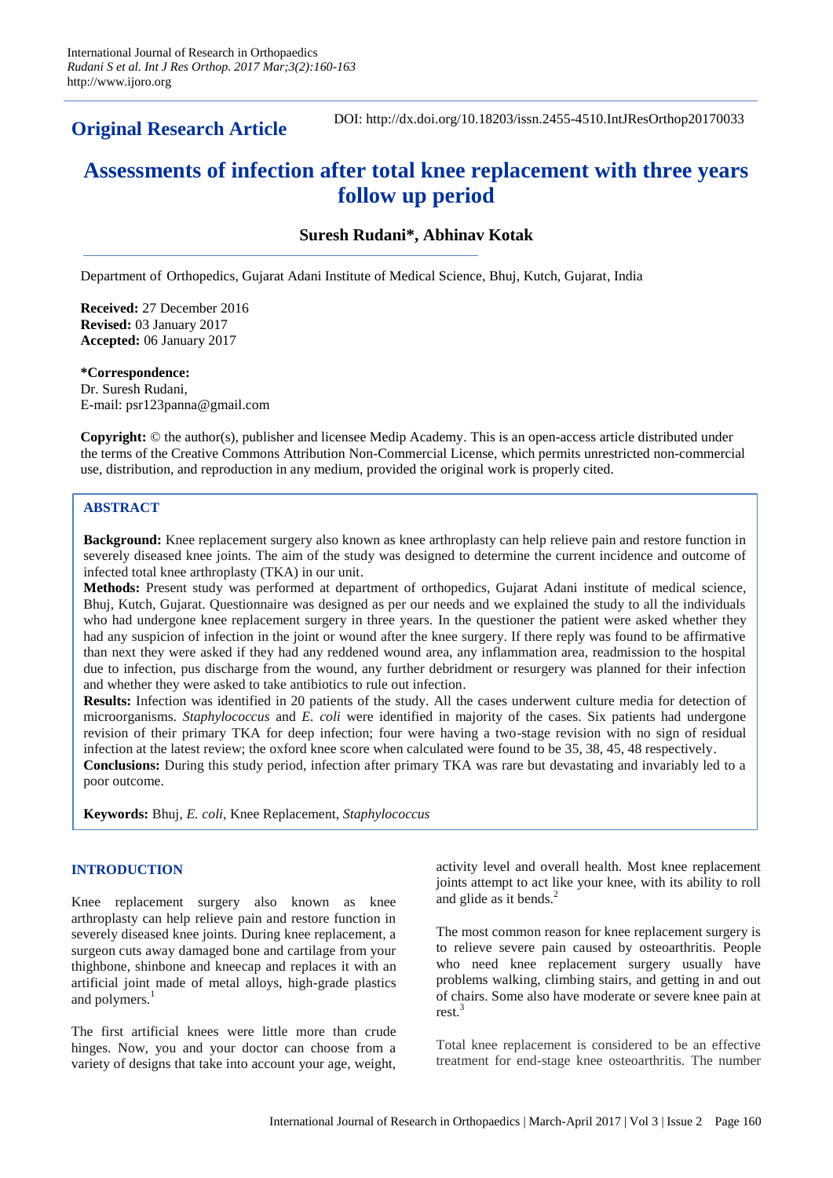**Original Research Article**

DOI: http://dx.doi.org/10.18203/issn.2455-4510.IntJResOrthop20170033

# Assessments of infection after total knee replacement with three years follow up period

**Suresh Rudani*, Abhinav Kotak**

Department of Orthopedics, Gujarat Adani Institute of Medical Science, Bhuj, Kutch, Gujarat, India

**Received:** 27 December 2016
**Revised:** 03 January 2017
**Accepted:** 06 January 2017

***Correspondence:**
Dr. Suresh Rudani,
E-mail: psr123panna@gmail.com

**Copyright:** © the author(s), publisher and licensee Medip Academy. This is an open-access article distributed under the terms of the Creative Commons Attribution Non-Commercial License, which permits unrestricted non-commercial use, distribution, and reproduction in any medium, provided the original work is properly cited.

## ABSTRACT

**Background:** Knee replacement surgery also known as knee arthroplasty can help relieve pain and restore function in severely diseased knee joints. The aim of the study was designed to determine the current incidence and outcome of infected total knee arthroplasty (TKA) in our unit.

**Methods:** Present study was performed at department of orthopedics, Gujarat Adani institute of medical science, Bhuj, Kutch, Gujarat. Questionnaire was designed as per our needs and we explained the study to all the individuals who had undergone knee replacement surgery in three years. In the questioner the patient were asked whether they had any suspicion of infection in the joint or wound after the knee surgery. If there reply was found to be affirmative than next they were asked if they had any reddened wound area, any inflammation area, readmission to the hospital due to infection, pus discharge from the wound, any further debridment or resurgery was planned for their infection and whether they were asked to take antibiotics to rule out infection.

**Results:** Infection was identified in 20 patients of the study. All the cases underwent culture media for detection of microorganisms. *Staphylococcus* and *E. coli* were identified in majority of the cases. Six patients had undergone revision of their primary TKA for deep infection; four were having a two-stage revision with no sign of residual infection at the latest review; the oxford knee score when calculated were found to be 35, 38, 45, 48 respectively.

**Conclusions:** During this study period, infection after primary TKA was rare but devastating and invariably led to a poor outcome.

**Keywords:** Bhuj, *E. coli*, Knee Replacement, *Staphylococcus*

## INTRODUCTION

Knee replacement surgery also known as knee arthroplasty can help relieve pain and restore function in severely diseased knee joints. During knee replacement, a surgeon cuts away damaged bone and cartilage from your thighbone, shinbone and kneecap and replaces it with an artificial joint made of metal alloys, high-grade plastics and polymers.[1]

The first artificial knees were little more than crude hinges. Now, you and your doctor can choose from a variety of designs that take into account your age, weight, activity level and overall health. Most knee replacement joints attempt to act like your knee, with its ability to roll and glide as it bends.[2]

The most common reason for knee replacement surgery is to relieve severe pain caused by osteoarthritis. People who need knee replacement surgery usually have problems walking, climbing stairs, and getting in and out of chairs. Some also have moderate or severe knee pain at rest.[3]

Total knee replacement is considered to be an effective treatment for end-stage knee osteoarthritis. The number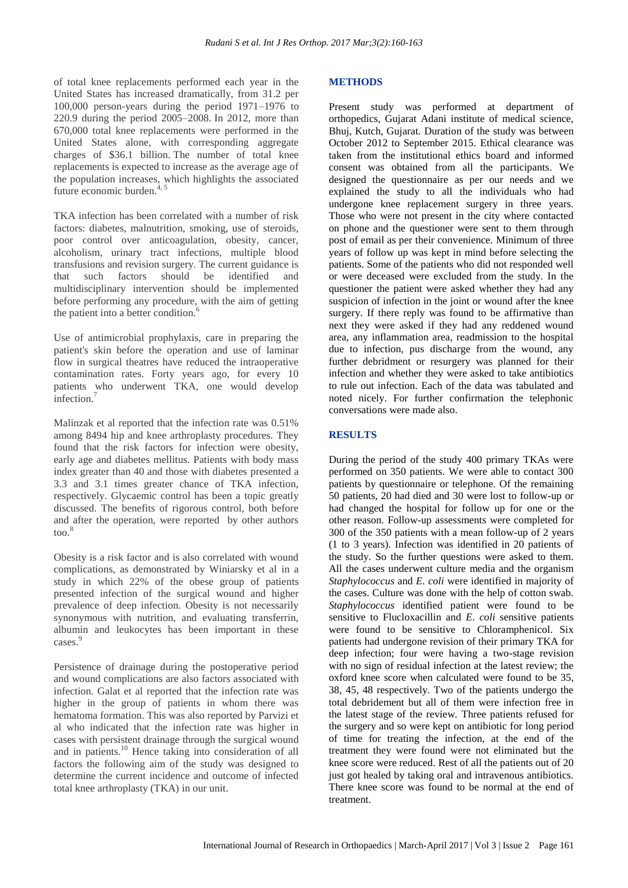of total knee replacements performed each year in the United States has increased dramatically, from 31.2 per 100,000 person-years during the period 1971–1976 to 220.9 during the period 2005–2008. In 2012, more than 670,000 total knee replacements were performed in the United States alone, with corresponding aggregate charges of $36.1 billion. The number of total knee replacements is expected to increase as the average age of the population increases, which highlights the associated future economic burden.[4, 5]

TKA infection has been correlated with a number of risk factors: diabetes, malnutrition, smoking, use of steroids, poor control over anticoagulation, obesity, cancer, alcoholism, urinary tract infections, multiple blood transfusions and revision surgery. The current guidance is that such factors should be identified and multidisciplinary intervention should be implemented before performing any procedure, with the aim of getting the patient into a better condition.[6]

Use of antimicrobial prophylaxis, care in preparing the patient's skin before the operation and use of laminar flow in surgical theatres have reduced the intraoperative contamination rates. Forty years ago, for every 10 patients who underwent TKA, one would develop infection.[7]

Malinzak et al reported that the infection rate was 0.51% among 8494 hip and knee arthroplasty procedures. They found that the risk factors for infection were obesity, early age and diabetes mellitus. Patients with body mass index greater than 40 and those with diabetes presented a 3.3 and 3.1 times greater chance of TKA infection, respectively. Glycaemic control has been a topic greatly discussed. The benefits of rigorous control, both before and after the operation, were reported by other authors too.[8]

Obesity is a risk factor and is also correlated with wound complications, as demonstrated by Winiarsky et al in a study in which 22% of the obese group of patients presented infection of the surgical wound and higher prevalence of deep infection. Obesity is not necessarily synonymous with nutrition, and evaluating transferrin, albumin and leukocytes has been important in these cases.[9]

Persistence of drainage during the postoperative period and wound complications are also factors associated with infection. Galat et al reported that the infection rate was higher in the group of patients in whom there was hematoma formation. This was also reported by Parvizi et al who indicated that the infection rate was higher in cases with persistent drainage through the surgical wound and in patients.[10] Hence taking into consideration of all factors the following aim of the study was designed to determine the current incidence and outcome of infected total knee arthroplasty (TKA) in our unit.

## METHODS

Present study was performed at department of orthopedics, Gujarat Adani institute of medical science, Bhuj, Kutch, Gujarat. Duration of the study was between October 2012 to September 2015. Ethical clearance was taken from the institutional ethics board and informed consent was obtained from all the participants. We designed the questionnaire as per our needs and we explained the study to all the individuals who had undergone knee replacement surgery in three years. Those who were not present in the city where contacted on phone and the questioner were sent to them through post of email as per their convenience. Minimum of three years of follow up was kept in mind before selecting the patients. Some of the patients who did not responded well or were deceased were excluded from the study. In the questioner the patient were asked whether they had any suspicion of infection in the joint or wound after the knee surgery. If there reply was found to be affirmative than next they were asked if they had any reddened wound area, any inflammation area, readmission to the hospital due to infection, pus discharge from the wound, any further debridment or resurgery was planned for their infection and whether they were asked to take antibiotics to rule out infection. Each of the data was tabulated and noted nicely. For further confirmation the telephonic conversations were made also.

## RESULTS

During the period of the study 400 primary TKAs were performed on 350 patients. We were able to contact 300 patients by questionnaire or telephone. Of the remaining 50 patients, 20 had died and 30 were lost to follow-up or had changed the hospital for follow up for one or the other reason. Follow-up assessments were completed for 300 of the 350 patients with a mean follow-up of 2 years (1 to 3 years). Infection was identified in 20 patients of the study. So the further questions were asked to them. All the cases underwent culture media and the organism *Staphylococcus* and *E. coli* were identified in majority of the cases. Culture was done with the help of cotton swab. *Staphylococcus* identified patient were found to be sensitive to Flucloxacillin and *E. coli* sensitive patients were found to be sensitive to Chloramphenicol. Six patients had undergone revision of their primary TKA for deep infection; four were having a two-stage revision with no sign of residual infection at the latest review; the oxford knee score when calculated were found to be 35, 38, 45, 48 respectively. Two of the patients undergo the total debridement but all of them were infection free in the latest stage of the review. Three patients refused for the surgery and so were kept on antibiotic for long period of time for treating the infection, at the end of the treatment they were found were not eliminated but the knee score were reduced. Rest of all the patients out of 20 just got healed by taking oral and intravenous antibiotics. There knee score was found to be normal at the end of treatment.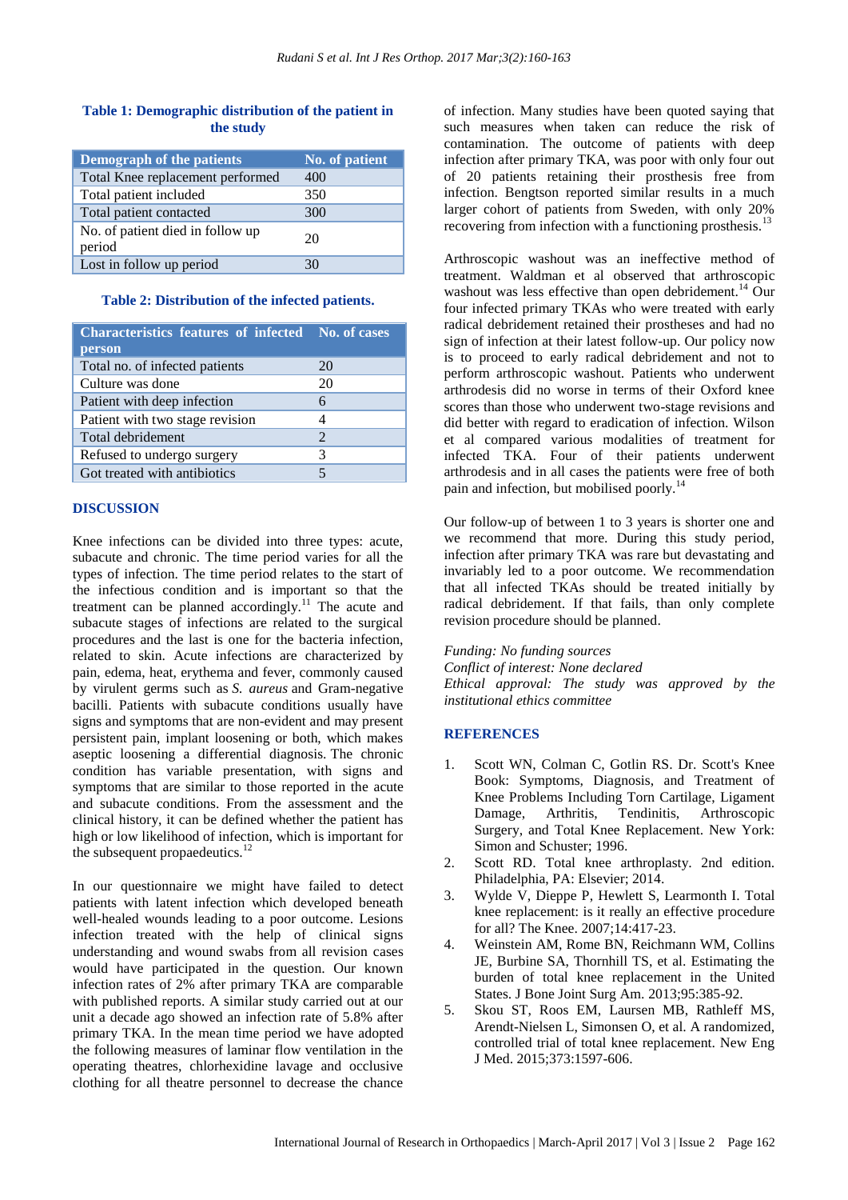**Table 1: Demographic distribution of the patient in the study**

| Demograph of the patients | No. of patient |
|---|---|
| Total Knee replacement performed | 400 |
| Total patient included | 350 |
| Total patient contacted | 300 |
| No. of patient died in follow up period | 20 |
| Lost in follow up period | 30 |

**Table 2: Distribution of the infected patients.**

| Characteristics features of infected person | No. of cases |
|---|---|
| Total no. of infected patients | 20 |
| Culture was done | 20 |
| Patient with deep infection | 6 |
| Patient with two stage revision | 4 |
| Total debridement | 2 |
| Refused to undergo surgery | 3 |
| Got treated with antibiotics | 5 |

## DISCUSSION

Knee infections can be divided into three types: acute, subacute and chronic. The time period varies for all the types of infection. The time period relates to the start of the infectious condition and is important so that the treatment can be planned accordingly.[11] The acute and subacute stages of infections are related to the surgical procedures and the last is one for the bacteria infection, related to skin. Acute infections are characterized by pain, edema, heat, erythema and fever, commonly caused by virulent germs such as *S. aureus* and Gram-negative bacilli. Patients with subacute conditions usually have signs and symptoms that are non-evident and may present persistent pain, implant loosening or both, which makes aseptic loosening a differential diagnosis. The chronic condition has variable presentation, with signs and symptoms that are similar to those reported in the acute and subacute conditions. From the assessment and the clinical history, it can be defined whether the patient has high or low likelihood of infection, which is important for the subsequent propaedeutics.[12]

In our questionnaire we might have failed to detect patients with latent infection which developed beneath well-healed wounds leading to a poor outcome. Lesions infection treated with the help of clinical signs understanding and wound swabs from all revision cases would have participated in the question. Our known infection rates of 2% after primary TKA are comparable with published reports. A similar study carried out at our unit a decade ago showed an infection rate of 5.8% after primary TKA. In the mean time period we have adopted the following measures of laminar flow ventilation in the operating theatres, chlorhexidine lavage and occlusive clothing for all theatre personnel to decrease the chance of infection. Many studies have been quoted saying that such measures when taken can reduce the risk of contamination. The outcome of patients with deep infection after primary TKA, was poor with only four out of 20 patients retaining their prosthesis free from infection. Bengtson reported similar results in a much larger cohort of patients from Sweden, with only 20% recovering from infection with a functioning prosthesis.[13]

Arthroscopic washout was an ineffective method of treatment. Waldman et al observed that arthroscopic washout was less effective than open debridement.[14] Our four infected primary TKAs who were treated with early radical debridement retained their prostheses and had no sign of infection at their latest follow-up. Our policy now is to proceed to early radical debridement and not to perform arthroscopic washout. Patients who underwent arthrodesis did no worse in terms of their Oxford knee scores than those who underwent two-stage revisions and did better with regard to eradication of infection. Wilson et al compared various modalities of treatment for infected TKA. Four of their patients underwent arthrodesis and in all cases the patients were free of both pain and infection, but mobilised poorly.[14]

Our follow-up of between 1 to 3 years is shorter one and we recommend that more. During this study period, infection after primary TKA was rare but devastating and invariably led to a poor outcome. We recommendation that all infected TKAs should be treated initially by radical debridement. If that fails, than only complete revision procedure should be planned.

*Funding: No funding sources*
*Conflict of interest: None declared*
*Ethical approval: The study was approved by the institutional ethics committee*

## REFERENCES

1. Scott WN, Colman C, Gotlin RS. Dr. Scott's Knee Book: Symptoms, Diagnosis, and Treatment of Knee Problems Including Torn Cartilage, Ligament Damage, Arthritis, Tendinitis, Arthroscopic Surgery, and Total Knee Replacement. New York: Simon and Schuster; 1996.
2. Scott RD. Total knee arthroplasty. 2nd edition. Philadelphia, PA: Elsevier; 2014.
3. Wylde V, Dieppe P, Hewlett S, Learmonth I. Total knee replacement: is it really an effective procedure for all? The Knee. 2007;14:417-23.
4. Weinstein AM, Rome BN, Reichmann WM, Collins JE, Burbine SA, Thornhill TS, et al. Estimating the burden of total knee replacement in the United States. J Bone Joint Surg Am. 2013;95:385-92.
5. Skou ST, Roos EM, Laursen MB, Rathleff MS, Arendt-Nielsen L, Simonsen O, et al. A randomized, controlled trial of total knee replacement. New Eng J Med. 2015;373:1597-606.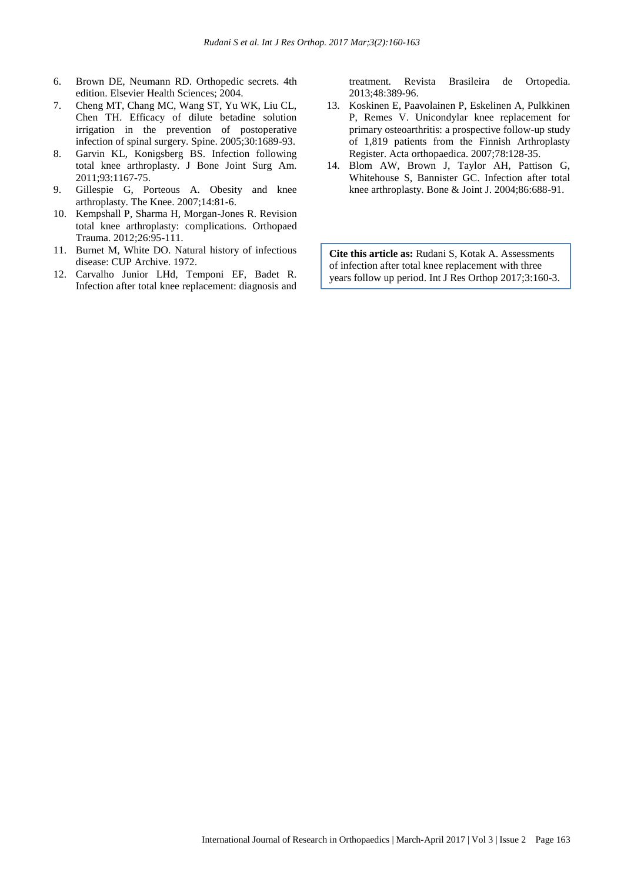6. Brown DE, Neumann RD. Orthopedic secrets. 4th edition. Elsevier Health Sciences; 2004.
7. Cheng MT, Chang MC, Wang ST, Yu WK, Liu CL, Chen TH. Efficacy of dilute betadine solution irrigation in the prevention of postoperative infection of spinal surgery. Spine. 2005;30:1689-93.
8. Garvin KL, Konigsberg BS. Infection following total knee arthroplasty. J Bone Joint Surg Am. 2011;93:1167-75.
9. Gillespie G, Porteous A. Obesity and knee arthroplasty. The Knee. 2007;14:81-6.
10. Kempshall P, Sharma H, Morgan-Jones R. Revision total knee arthroplasty: complications. Orthopaed Trauma. 2012;26:95-111.
11. Burnet M, White DO. Natural history of infectious disease: CUP Archive. 1972.
12. Carvalho Junior LHd, Temponi EF, Badet R. Infection after total knee replacement: diagnosis and treatment. Revista Brasileira de Ortopedia. 2013;48:389-96.
13. Koskinen E, Paavolainen P, Eskelinen A, Pulkkinen P, Remes V. Unicondylar knee replacement for primary osteoarthritis: a prospective follow-up study of 1,819 patients from the Finnish Arthroplasty Register. Acta orthopaedica. 2007;78:128-35.
14. Blom AW, Brown J, Taylor AH, Pattison G, Whitehouse S, Bannister GC. Infection after total knee arthroplasty. Bone & Joint J. 2004;86:688-91.

**Cite this article as:** Rudani S, Kotak A. Assessments of infection after total knee replacement with three years follow up period. Int J Res Orthop 2017;3:160-3.